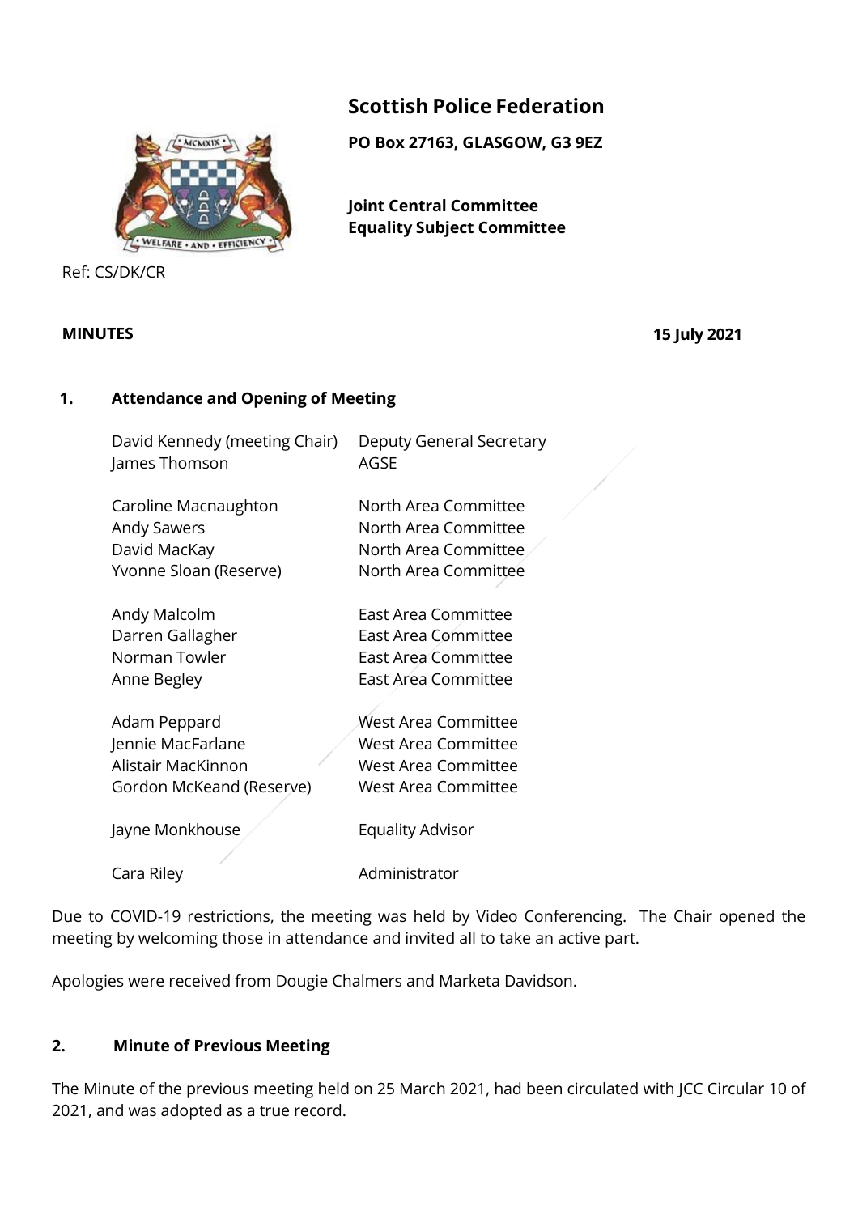# Scottish Police Federation

**PO Box 27163, GLASGOW, G3 9EZ**

**Joint Central Committee**
**Equality Subject Committee**

Ref: CS/DK/CR

**MINUTES** **15 July 2021**

## 1. Attendance and Opening of Meeting

| | |
|---|---|
| David Kennedy (meeting Chair) | Deputy General Secretary |
| James Thomson | AGSE |
| Caroline Macnaughton | North Area Committee |
| Andy Sawers | North Area Committee |
| David MacKay | North Area Committee |
| Yvonne Sloan (Reserve) | North Area Committee |
| Andy Malcolm | East Area Committee |
| Darren Gallagher | East Area Committee |
| Norman Towler | East Area Committee |
| Anne Begley | East Area Committee |
| Adam Peppard | West Area Committee |
| Jennie MacFarlane | West Area Committee |
| Alistair MacKinnon | West Area Committee |
| Gordon McKeand (Reserve) | West Area Committee |
| Jayne Monkhouse | Equality Advisor |
| Cara Riley | Administrator |

Due to COVID-19 restrictions, the meeting was held by Video Conferencing. The Chair opened the meeting by welcoming those in attendance and invited all to take an active part.

Apologies were received from Dougie Chalmers and Marketa Davidson.

## 2. Minute of Previous Meeting

The Minute of the previous meeting held on 25 March 2021, had been circulated with JCC Circular 10 of 2021, and was adopted as a true record.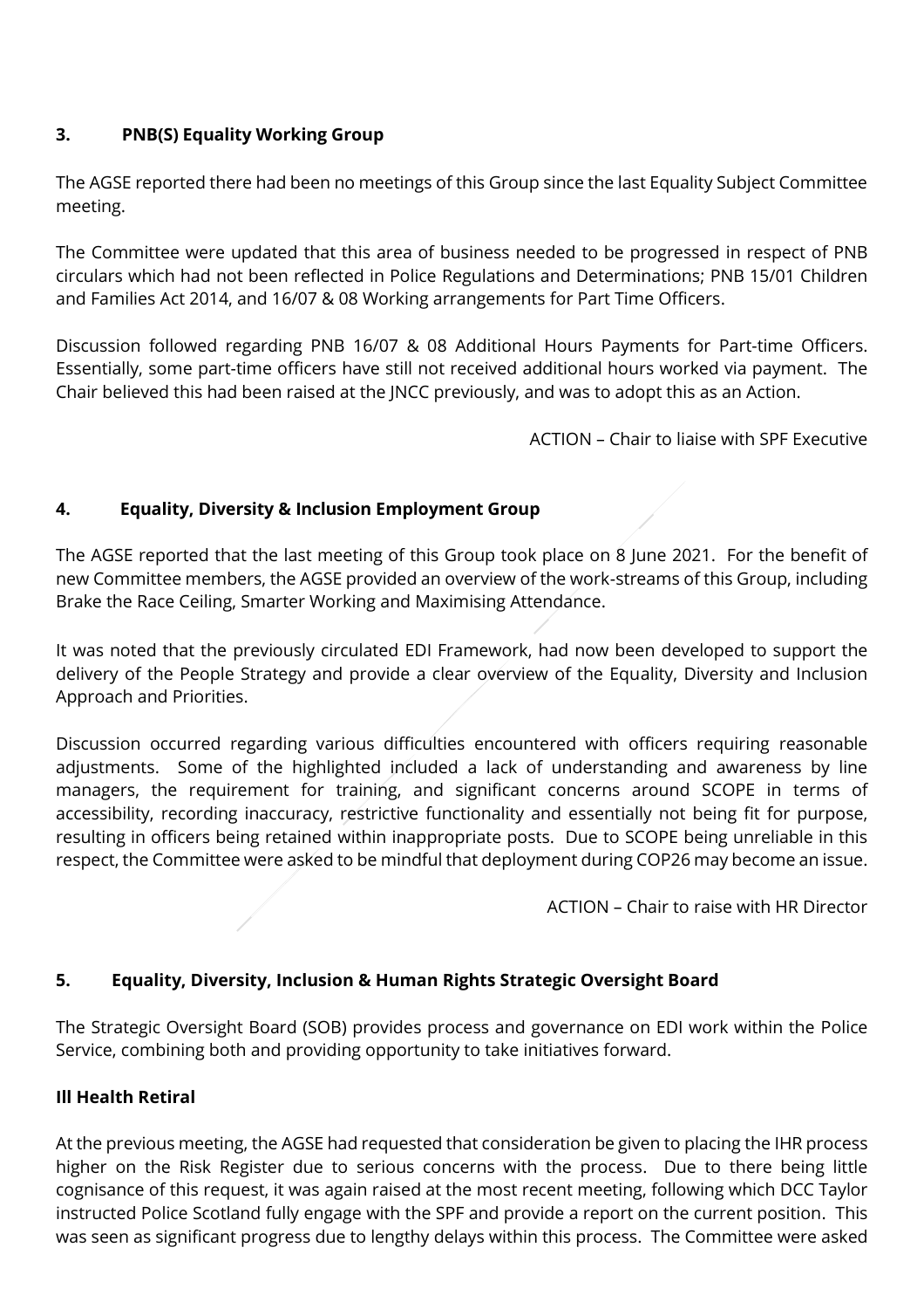## 3. PNB(S) Equality Working Group

The AGSE reported there had been no meetings of this Group since the last Equality Subject Committee meeting.

The Committee were updated that this area of business needed to be progressed in respect of PNB circulars which had not been reflected in Police Regulations and Determinations; PNB 15/01 Children and Families Act 2014, and 16/07 & 08 Working arrangements for Part Time Officers.

Discussion followed regarding PNB 16/07 & 08 Additional Hours Payments for Part-time Officers. Essentially, some part-time officers have still not received additional hours worked via payment. The Chair believed this had been raised at the JNCC previously, and was to adopt this as an Action.

ACTION – Chair to liaise with SPF Executive

## 4. Equality, Diversity & Inclusion Employment Group

The AGSE reported that the last meeting of this Group took place on 8 June 2021. For the benefit of new Committee members, the AGSE provided an overview of the work-streams of this Group, including Brake the Race Ceiling, Smarter Working and Maximising Attendance.

It was noted that the previously circulated EDI Framework, had now been developed to support the delivery of the People Strategy and provide a clear overview of the Equality, Diversity and Inclusion Approach and Priorities.

Discussion occurred regarding various difficulties encountered with officers requiring reasonable adjustments. Some of the highlighted included a lack of understanding and awareness by line managers, the requirement for training, and significant concerns around SCOPE in terms of accessibility, recording inaccuracy, restrictive functionality and essentially not being fit for purpose, resulting in officers being retained within inappropriate posts. Due to SCOPE being unreliable in this respect, the Committee were asked to be mindful that deployment during COP26 may become an issue.

ACTION – Chair to raise with HR Director

## 5. Equality, Diversity, Inclusion & Human Rights Strategic Oversight Board

The Strategic Oversight Board (SOB) provides process and governance on EDI work within the Police Service, combining both and providing opportunity to take initiatives forward.

### Ill Health Retiral

At the previous meeting, the AGSE had requested that consideration be given to placing the IHR process higher on the Risk Register due to serious concerns with the process. Due to there being little cognisance of this request, it was again raised at the most recent meeting, following which DCC Taylor instructed Police Scotland fully engage with the SPF and provide a report on the current position. This was seen as significant progress due to lengthy delays within this process. The Committee were asked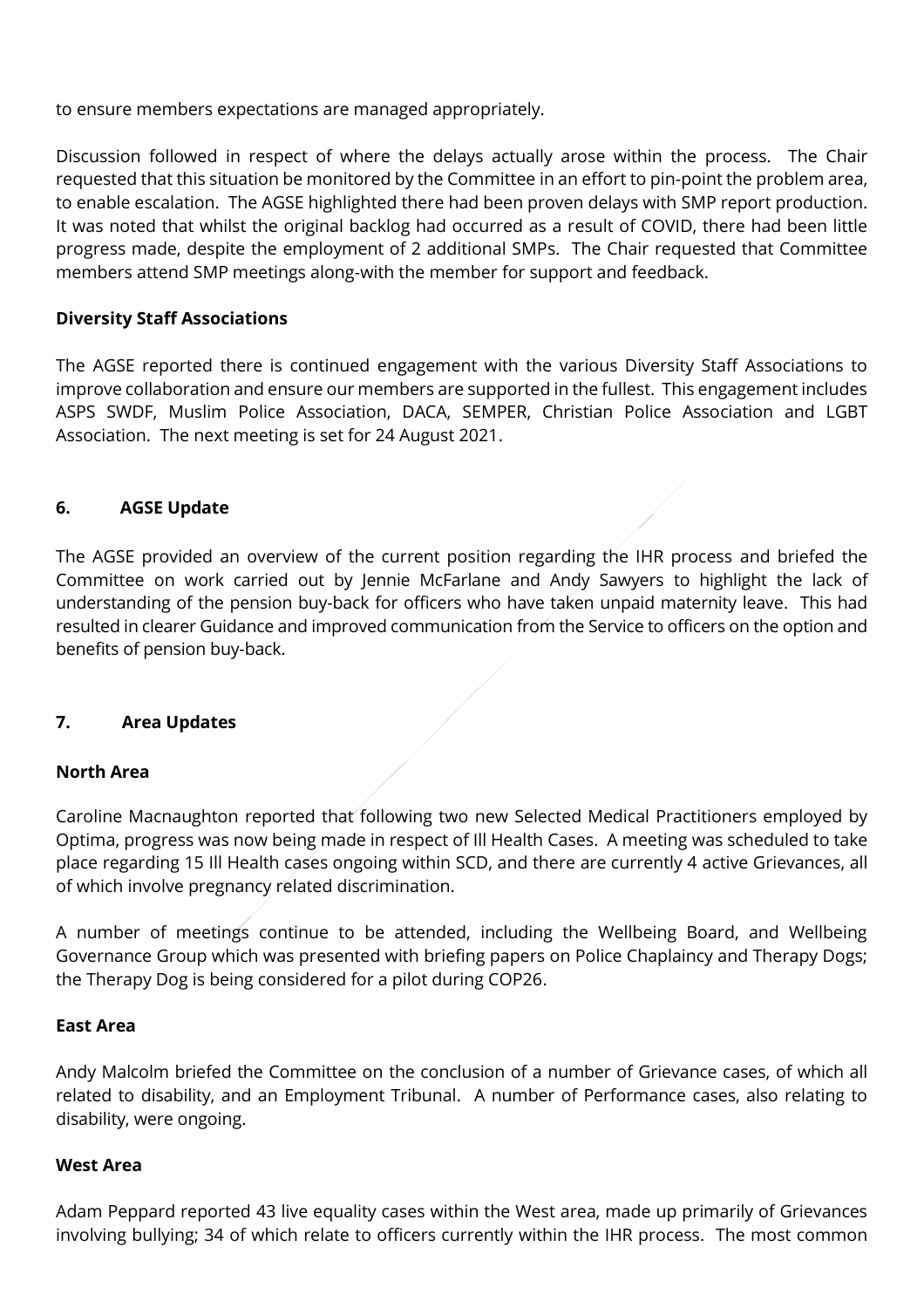to ensure members expectations are managed appropriately.

Discussion followed in respect of where the delays actually arose within the process. The Chair requested that this situation be monitored by the Committee in an effort to pin-point the problem area, to enable escalation. The AGSE highlighted there had been proven delays with SMP report production. It was noted that whilst the original backlog had occurred as a result of COVID, there had been little progress made, despite the employment of 2 additional SMPs. The Chair requested that Committee members attend SMP meetings along-with the member for support and feedback.

**Diversity Staff Associations**

The AGSE reported there is continued engagement with the various Diversity Staff Associations to improve collaboration and ensure our members are supported in the fullest. This engagement includes ASPS SWDF, Muslim Police Association, DACA, SEMPER, Christian Police Association and LGBT Association. The next meeting is set for 24 August 2021.

## 6. AGSE Update

The AGSE provided an overview of the current position regarding the IHR process and briefed the Committee on work carried out by Jennie McFarlane and Andy Sawyers to highlight the lack of understanding of the pension buy-back for officers who have taken unpaid maternity leave. This had resulted in clearer Guidance and improved communication from the Service to officers on the option and benefits of pension buy-back.

## 7. Area Updates

**North Area**

Caroline Macnaughton reported that following two new Selected Medical Practitioners employed by Optima, progress was now being made in respect of Ill Health Cases. A meeting was scheduled to take place regarding 15 Ill Health cases ongoing within SCD, and there are currently 4 active Grievances, all of which involve pregnancy related discrimination.

A number of meetings continue to be attended, including the Wellbeing Board, and Wellbeing Governance Group which was presented with briefing papers on Police Chaplaincy and Therapy Dogs; the Therapy Dog is being considered for a pilot during COP26.

**East Area**

Andy Malcolm briefed the Committee on the conclusion of a number of Grievance cases, of which all related to disability, and an Employment Tribunal. A number of Performance cases, also relating to disability, were ongoing.

**West Area**

Adam Peppard reported 43 live equality cases within the West area, made up primarily of Grievances involving bullying; 34 of which relate to officers currently within the IHR process. The most common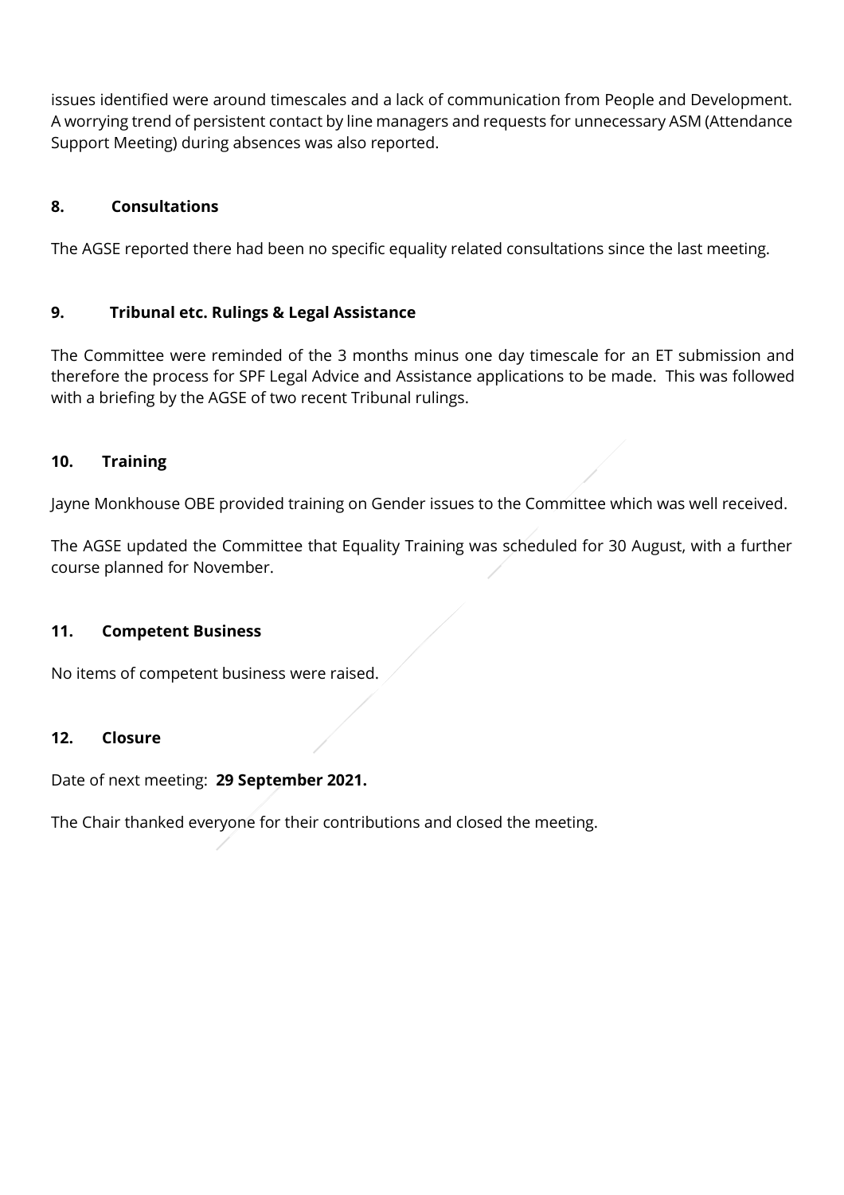issues identified were around timescales and a lack of communication from People and Development. A worrying trend of persistent contact by line managers and requests for unnecessary ASM (Attendance Support Meeting) during absences was also reported.

**8. Consultations**

The AGSE reported there had been no specific equality related consultations since the last meeting.

**9. Tribunal etc. Rulings & Legal Assistance**

The Committee were reminded of the 3 months minus one day timescale for an ET submission and therefore the process for SPF Legal Advice and Assistance applications to be made. This was followed with a briefing by the AGSE of two recent Tribunal rulings.

**10. Training**

Jayne Monkhouse OBE provided training on Gender issues to the Committee which was well received.

The AGSE updated the Committee that Equality Training was scheduled for 30 August, with a further course planned for November.

**11. Competent Business**

No items of competent business were raised.

**12. Closure**

Date of next meeting: **29 September 2021.**

The Chair thanked everyone for their contributions and closed the meeting.